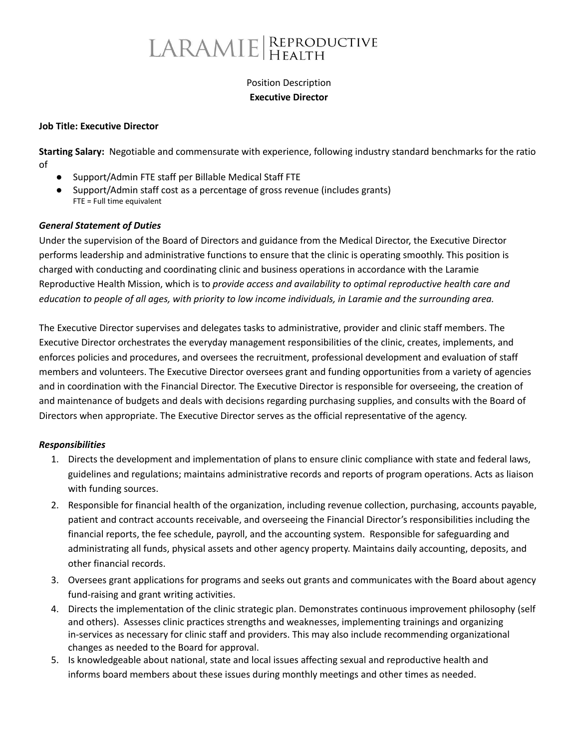# LARAMIE | REPRODUCTIVE HEALTH

Position Description
**Executive Director**

**Job Title: Executive Director**

**Starting Salary:** Negotiable and commensurate with experience, following industry standard benchmarks for the ratio of

- Support/Admin FTE staff per Billable Medical Staff FTE
- Support/Admin staff cost as a percentage of gross revenue (includes grants)
  FTE = Full time equivalent

***General Statement of Duties***

Under the supervision of the Board of Directors and guidance from the Medical Director, the Executive Director performs leadership and administrative functions to ensure that the clinic is operating smoothly. This position is charged with conducting and coordinating clinic and business operations in accordance with the Laramie Reproductive Health Mission, which is to *provide access and availability to optimal reproductive health care and education to people of all ages, with priority to low income individuals, in Laramie and the surrounding area.*

The Executive Director supervises and delegates tasks to administrative, provider and clinic staff members. The Executive Director orchestrates the everyday management responsibilities of the clinic, creates, implements, and enforces policies and procedures, and oversees the recruitment, professional development and evaluation of staff members and volunteers. The Executive Director oversees grant and funding opportunities from a variety of agencies and in coordination with the Financial Director. The Executive Director is responsible for overseeing, the creation of and maintenance of budgets and deals with decisions regarding purchasing supplies, and consults with the Board of Directors when appropriate. The Executive Director serves as the official representative of the agency.

***Responsibilities***

1. Directs the development and implementation of plans to ensure clinic compliance with state and federal laws, guidelines and regulations; maintains administrative records and reports of program operations. Acts as liaison with funding sources.
2. Responsible for financial health of the organization, including revenue collection, purchasing, accounts payable, patient and contract accounts receivable, and overseeing the Financial Director's responsibilities including the financial reports, the fee schedule, payroll, and the accounting system. Responsible for safeguarding and administrating all funds, physical assets and other agency property. Maintains daily accounting, deposits, and other financial records.
3. Oversees grant applications for programs and seeks out grants and communicates with the Board about agency fund-raising and grant writing activities.
4. Directs the implementation of the clinic strategic plan. Demonstrates continuous improvement philosophy (self and others). Assesses clinic practices strengths and weaknesses, implementing trainings and organizing in-services as necessary for clinic staff and providers. This may also include recommending organizational changes as needed to the Board for approval.
5. Is knowledgeable about national, state and local issues affecting sexual and reproductive health and informs board members about these issues during monthly meetings and other times as needed.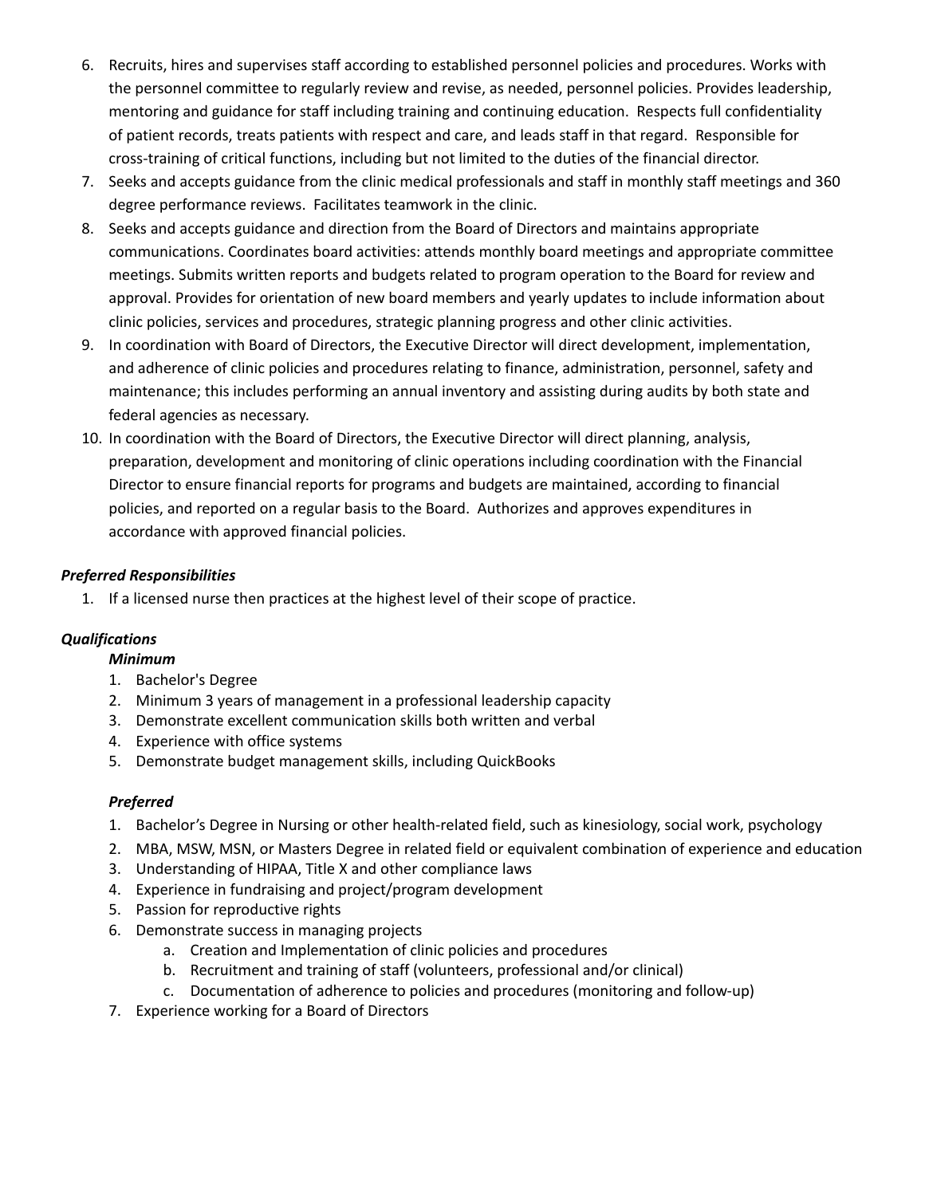6. Recruits, hires and supervises staff according to established personnel policies and procedures. Works with the personnel committee to regularly review and revise, as needed, personnel policies. Provides leadership, mentoring and guidance for staff including training and continuing education. Respects full confidentiality of patient records, treats patients with respect and care, and leads staff in that regard. Responsible for cross-training of critical functions, including but not limited to the duties of the financial director.
7. Seeks and accepts guidance from the clinic medical professionals and staff in monthly staff meetings and 360 degree performance reviews. Facilitates teamwork in the clinic.
8. Seeks and accepts guidance and direction from the Board of Directors and maintains appropriate communications. Coordinates board activities: attends monthly board meetings and appropriate committee meetings. Submits written reports and budgets related to program operation to the Board for review and approval. Provides for orientation of new board members and yearly updates to include information about clinic policies, services and procedures, strategic planning progress and other clinic activities.
9. In coordination with Board of Directors, the Executive Director will direct development, implementation, and adherence of clinic policies and procedures relating to finance, administration, personnel, safety and maintenance; this includes performing an annual inventory and assisting during audits by both state and federal agencies as necessary.
10. In coordination with the Board of Directors, the Executive Director will direct planning, analysis, preparation, development and monitoring of clinic operations including coordination with the Financial Director to ensure financial reports for programs and budgets are maintained, according to financial policies, and reported on a regular basis to the Board. Authorizes and approves expenditures in accordance with approved financial policies.

***Preferred Responsibilities***

1. If a licensed nurse then practices at the highest level of their scope of practice.

***Qualifications***

***Minimum***

1. Bachelor's Degree
2. Minimum 3 years of management in a professional leadership capacity
3. Demonstrate excellent communication skills both written and verbal
4. Experience with office systems
5. Demonstrate budget management skills, including QuickBooks

***Preferred***

1. Bachelor's Degree in Nursing or other health-related field, such as kinesiology, social work, psychology
2. MBA, MSW, MSN, or Masters Degree in related field or equivalent combination of experience and education
3. Understanding of HIPAA, Title X and other compliance laws
4. Experience in fundraising and project/program development
5. Passion for reproductive rights
6. Demonstrate success in managing projects
    a. Creation and Implementation of clinic policies and procedures
    b. Recruitment and training of staff (volunteers, professional and/or clinical)
    c. Documentation of adherence to policies and procedures (monitoring and follow-up)
7. Experience working for a Board of Directors